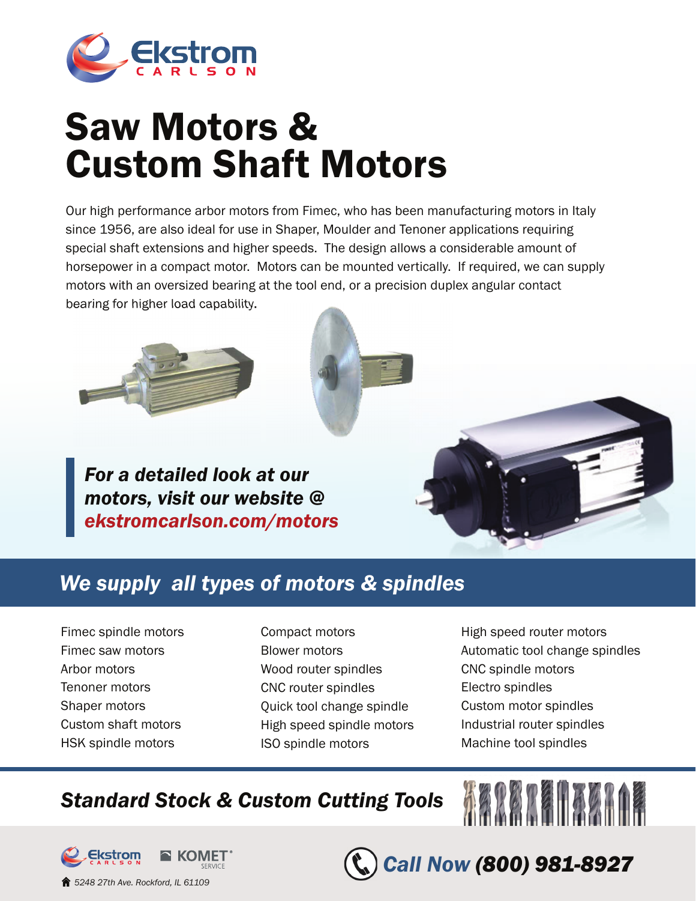Ekstrom CARLSON

# Saw Motors & Custom Shaft Motors

Our high performance arbor motors from Fimec, who has been manufacturing motors in Italy since 1956, are also ideal for use in Shaper, Moulder and Tenoner applications requiring special shaft extensions and higher speeds. The design allows a considerable amount of horsepower in a compact motor. Motors can be mounted vertically. If required, we can supply motors with an oversized bearing at the tool end, or a precision duplex angular contact bearing for higher load capability.

***For a detailed look at our motors, visit our website @ ekstromcarlson.com/motors***

## *We supply all types of motors & spindles*

- Fimec spindle motors
- Fimec saw motors
- Arbor motors
- Tenoner motors
- Shaper motors
- Custom shaft motors
- HSK spindle motors
- Compact motors
- Blower motors
- Wood router spindles
- CNC router spindles
- Quick tool change spindle
- High speed spindle motors
- ISO spindle motors
- High speed router motors
- Automatic tool change spindles
- CNC spindle motors
- Electro spindles
- Custom motor spindles
- Industrial router spindles
- Machine tool spindles

## *Standard Stock & Custom Cutting Tools*

Ekstrom CARLSON | KOMET SERVICE

*5248 27th Ave. Rockford, IL 61109*

***Call Now (800) 981-8927***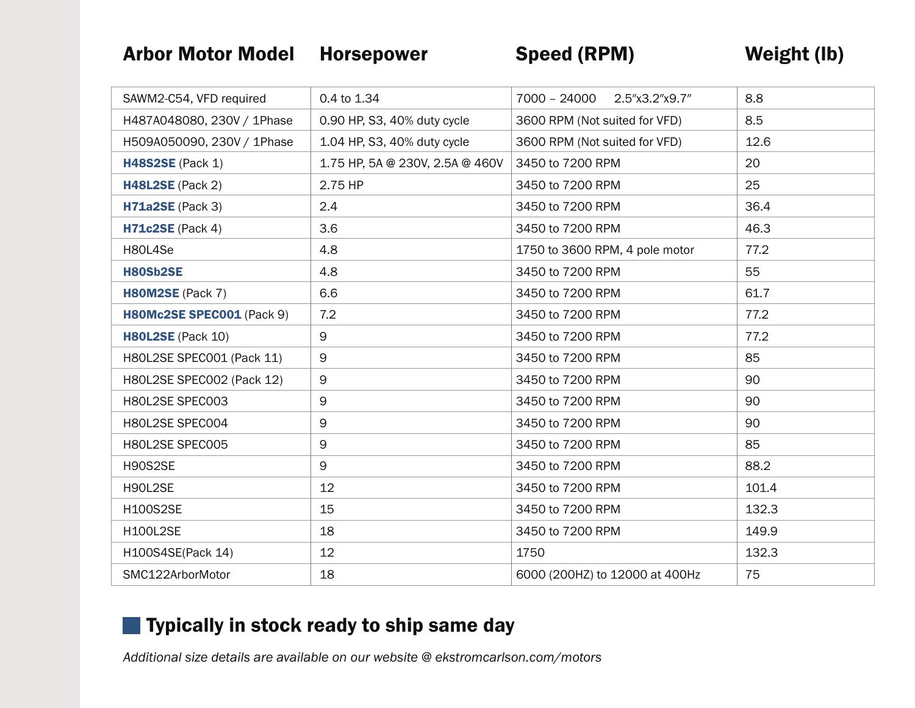| Arbor Motor Model | Horsepower | Speed (RPM) | Weight (lb) |
|---|---|---|---|
| SAWM2-C54, VFD required | 0.4 to 1.34 | 7000 – 24000 2.5″x3.2″x9.7″ | 8.8 |
| H487A048080, 230V / 1Phase | 0.90 HP, S3, 40% duty cycle | 3600 RPM (Not suited for VFD) | 8.5 |
| H509A050090, 230V / 1Phase | 1.04 HP, S3, 40% duty cycle | 3600 RPM (Not suited for VFD) | 12.6 |
| **H48S2SE** (Pack 1) | 1.75 HP, 5A @ 230V, 2.5A @ 460V | 3450 to 7200 RPM | 20 |
| **H48L2SE** (Pack 2) | 2.75 HP | 3450 to 7200 RPM | 25 |
| **H71a2SE** (Pack 3) | 2.4 | 3450 to 7200 RPM | 36.4 |
| **H71c2SE** (Pack 4) | 3.6 | 3450 to 7200 RPM | 46.3 |
| H80L4Se | 4.8 | 1750 to 3600 RPM, 4 pole motor | 77.2 |
| **H80Sb2SE** | 4.8 | 3450 to 7200 RPM | 55 |
| **H80M2SE** (Pack 7) | 6.6 | 3450 to 7200 RPM | 61.7 |
| **H80Mc2SE SPEC001** (Pack 9) | 7.2 | 3450 to 7200 RPM | 77.2 |
| **H80L2SE** (Pack 10) | 9 | 3450 to 7200 RPM | 77.2 |
| H80L2SE SPEC001 (Pack 11) | 9 | 3450 to 7200 RPM | 85 |
| H80L2SE SPEC002 (Pack 12) | 9 | 3450 to 7200 RPM | 90 |
| H80L2SE SPEC003 | 9 | 3450 to 7200 RPM | 90 |
| H80L2SE SPEC004 | 9 | 3450 to 7200 RPM | 90 |
| H80L2SE SPEC005 | 9 | 3450 to 7200 RPM | 85 |
| H90S2SE | 9 | 3450 to 7200 RPM | 88.2 |
| H90L2SE | 12 | 3450 to 7200 RPM | 101.4 |
| H100S2SE | 15 | 3450 to 7200 RPM | 132.3 |
| H100L2SE | 18 | 3450 to 7200 RPM | 149.9 |
| H100S4SE(Pack 14) | 12 | 1750 | 132.3 |
| SMC122ArborMotor | 18 | 6000 (200HZ) to 12000 at 400Hz | 75 |

**Typically in stock ready to ship same day**

*Additional size details are available on our website @ ekstromcarlson.com/motors*